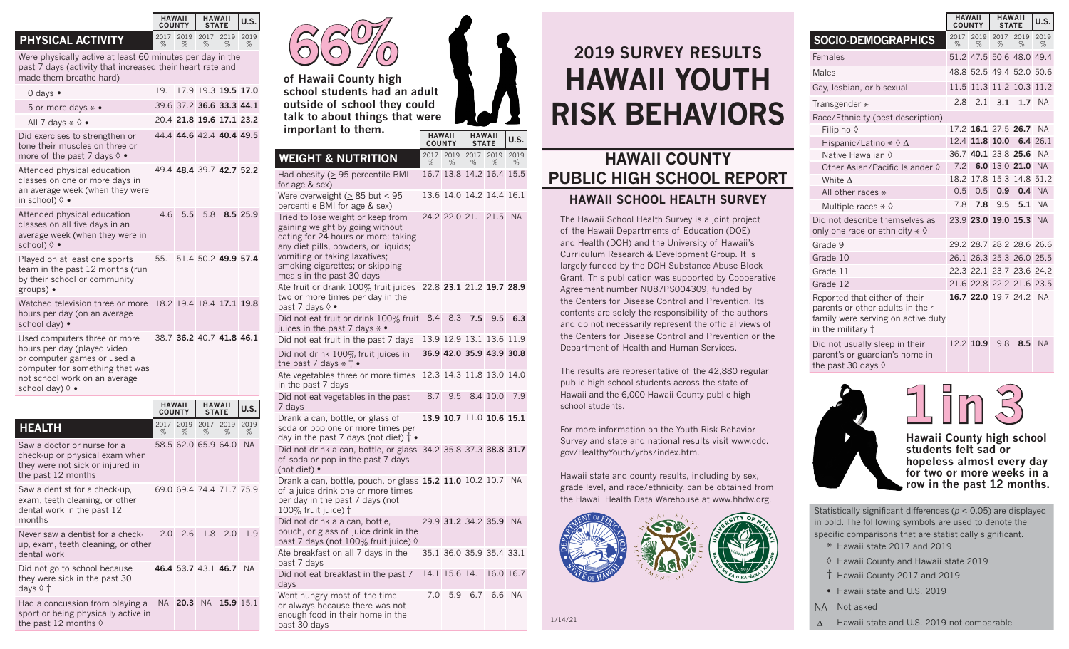# 2019 SURVEY RESULTS
# HAWAII YOUTH RISK BEHAVIORS

## HAWAII COUNTY PUBLIC HIGH SCHOOL REPORT

### HAWAII SCHOOL HEALTH SURVEY

The Hawaii School Health Survey is a joint project of the Hawaii Departments of Education (DOE) and Health (DOH) and the University of Hawaii's Curriculum Research & Development Group. It is largely funded by the DOH Substance Abuse Block Grant. This publication was supported by Cooperative Agreement number NU87PS004309, funded by the Centers for Disease Control and Prevention. Its contents are solely the responsibility of the authors and do not necessarily represent the official views of the Centers for Disease Control and Prevention or the Department of Health and Human Services.

The results are representative of the 42,880 regular public high school students across the state of Hawaii and the 6,000 Hawaii County public high school students.

For more information on the Youth Risk Behavior Survey and state and national results visit www.cdc.gov/HealthyYouth/yrbs/index.htm.

Hawaii state and county results, including by sex, grade level, and race/ethnicity, can be obtained from the Hawaii Health Data Warehouse at www.hhdw.org.

1/14/21

| SOCIO-DEMOGRAPHICS | HAWAII COUNTY 2017 % | HAWAII COUNTY 2019 % | HAWAII STATE 2017 % | HAWAII STATE 2019 % | U.S. 2019 % |
|---|---|---|---|---|---|
| Females | 51.2 | 47.5 | 50.6 | 48.0 | 49.4 |
| Males | 48.8 | 52.5 | 49.4 | 52.0 | 50.6 |
| Gay, lesbian, or bisexual | 11.5 | 11.3 | 11.2 | 10.3 | 11.2 |
| Transgender * | 2.8 | 2.1 | **3.1** | **1.7** | NA |
| Race/Ethnicity (best description) | | | | | |
| Filipino ◊ | 17.2 | **16.1** | 27.5 | **26.7** | NA |
| Hispanic/Latino * ◊ Δ | 12.4 | **11.8** | **10.0** | **6.4** | 26.1 |
| Native Hawaiian ◊ | 36.7 | **40.1** | 23.8 | **25.6** | NA |
| Other Asian/Pacific Islander ◊ | 7.2 | **6.0** | 13.0 | **21.0** | NA |
| White Δ | 18.2 | 17.8 | 15.3 | 14.8 | 51.2 |
| All other races * | 0.5 | 0.5 | **0.9** | **0.4** | NA |
| Multiple races * ◊ | 7.8 | **7.8** | **9.5** | **5.1** | NA |
| Did not describe themselves as only one race or ethnicity * ◊ | 23.9 | **23.0** | **19.0** | **15.3** | NA |
| Grade 9 | 29.2 | 28.7 | 28.2 | 28.6 | 26.6 |
| Grade 10 | 26.1 | 26.3 | 25.3 | 26.0 | 25.5 |
| Grade 11 | 22.3 | 22.1 | 23.7 | 23.6 | 24.2 |
| Grade 12 | 21.6 | 22.8 | 22.2 | 21.6 | 23.5 |
| Reported that either of their parents or other adults in their family were serving on active duty in the military † | **16.7** | **22.0** | 19.7 | 24.2 | NA |
| Did not usually sleep in their parent's or guardian's home in the past 30 days ◊ | 12.2 | **10.9** | 9.8 | **8.5** | NA |

**1 in 3** Hawaii County high school students felt sad or hopeless almost every day for two or more weeks in a row in the past 12 months.

Statistically significant differences ($p < 0.05$) are displayed in bold. The folllowing symbols are used to denote the specific comparisons that are statistically significant.

- \* Hawaii state 2017 and 2019
- ◊ Hawaii County and Hawaii state 2019
- † Hawaii County 2017 and 2019
- • Hawaii state and U.S. 2019
- NA Not asked
- Δ Hawaii state and U.S. 2019 not comparable

| PHYSICAL ACTIVITY | HAWAII COUNTY 2017 % | HAWAII COUNTY 2019 % | HAWAII STATE 2017 % | HAWAII STATE 2019 % | U.S. 2019 % |
|---|---|---|---|---|---|
| Were physically active at least 60 minutes per day in the past 7 days (activity that increased their heart rate and made them breathe hard) | | | | | |
| 0 days • | 19.1 | 17.9 | 19.3 | **19.5** | **17.0** |
| 5 or more days * • | 39.6 | 37.2 | **36.6** | **33.3** | **44.1** |
| All 7 days * ◊ • | 20.4 | **21.8** | **19.6** | **17.1** | **23.2** |
| Did exercises to strengthen or tone their muscles on three or more of the past 7 days ◊ • | 44.4 | **44.6** | 42.4 | **40.4** | **49.5** |
| Attended physical education classes on one or more days in an average week (when they were in school) ◊ • | 49.4 | **48.4** | 39.7 | **42.7** | **52.2** |
| Attended physical education classes on all five days in an average week (when they were in school) ◊ • | 4.6 | **5.5** | 5.8 | **8.5** | **25.9** |
| Played on at least one sports team in the past 12 months (run by their school or community groups) • | 55.1 | 51.4 | 50.2 | **49.9** | **57.4** |
| Watched television three or more hours per day (on an average school day) • | 18.2 | 19.4 | 18.4 | **17.1** | **19.8** |
| Used computers three or more hours per day (played video or computer games or used a computer for something that was not school work on an average school day) ◊ • | 38.7 | **36.2** | 40.7 | **41.8** | **46.1** |

| HEALTH | HAWAII COUNTY 2017 % | HAWAII COUNTY 2019 % | HAWAII STATE 2017 % | HAWAII STATE 2019 % | U.S. 2019 % |
|---|---|---|---|---|---|
| Saw a doctor or nurse for a check-up or physical exam when they were not sick or injured in the past 12 months | 58.5 | 62.0 | 65.9 | 64.0 | NA |
| Saw a dentist for a check-up, exam, teeth cleaning, or other dental work in the past 12 months | 69.0 | 69.4 | 74.4 | 71.7 | 75.9 |
| Never saw a dentist for a check-up, exam, teeth cleaning, or other dental work | 2.0 | 2.6 | 1.8 | 2.0 | 1.9 |
| Did not go to school because they were sick in the past 30 days ◊ † | **46.4** | **53.7** | 43.1 | **46.7** | NA |
| Had a concussion from playing a sport or being physically active in the past 12 months ◊ | NA | **20.3** | NA | **15.9** | 15.1 |

**66%** of Hawaii County high school students had an adult outside of school they could talk to about things that were important to them.

| WEIGHT & NUTRITION | HAWAII COUNTY 2017 % | HAWAII COUNTY 2019 % | HAWAII STATE 2017 % | HAWAII STATE 2019 % | U.S. 2019 % |
|---|---|---|---|---|---|
| Had obesity (≥ 95 percentile BMI for age & sex) | 16.7 | 13.8 | 14.2 | 16.4 | 15.5 |
| Were overweight (≥ 85 but < 95 percentile BMI for age & sex) | 13.6 | 14.0 | 14.2 | 14.4 | 16.1 |
| Tried to lose weight or keep from gaining weight by going without eating for 24 hours or more; taking any diet pills, powders, or liquids; vomiting or taking laxatives; smoking cigarettes; or skipping meals in the past 30 days | 24.2 | 22.0 | 21.1 | 21.5 | NA |
| Ate fruit or drank 100% fruit juices two or more times per day in the past 7 days ◊ • | 22.8 | **23.1** | 21.2 | **19.7** | **28.9** |
| Did not eat fruit or drink 100% fruit juices in the past 7 days * • | 8.4 | 8.3 | **7.5** | **9.5** | **6.3** |
| Did not eat fruit in the past 7 days | 13.9 | 12.9 | 13.1 | 13.6 | 11.9 |
| Did not drink 100% fruit juices in the past 7 days * † • | **36.9** | **42.0** | **35.9** | **43.9** | **30.8** |
| Ate vegetables three or more times in the past 7 days | 12.3 | 14.3 | 11.8 | 13.0 | 14.0 |
| Did not eat vegetables in the past 7 days | 8.7 | 9.5 | 8.4 | 10.0 | 7.9 |
| Drank a can, bottle, or glass of soda or pop one or more times per day in the past 7 days (not diet) † • | **13.9** | **10.7** | 11.0 | **10.6** | **15.1** |
| Did not drink a can, bottle, or glass of soda or pop in the past 7 days (not diet) • | 34.2 | 35.8 | 37.3 | **38.8** | **31.7** |
| Drank a can, bottle, pouch, or glass of a juice drink one or more times per day in the past 7 days (not 100% fruit juice) † | **15.2** | **11.0** | 10.2 | 10.7 | NA |
| Did not drink a a can, bottle, pouch, or glass of juice drink in the past 7 days (not 100% fruit juice) ◊ | 29.9 | **31.2** | 34.2 | **35.9** | NA |
| Ate breakfast on all 7 days in the past 7 days | 35.1 | 36.0 | 35.9 | 35.4 | 33.1 |
| Did not eat breakfast in the past 7 days | 14.1 | 15.6 | 14.1 | 16.0 | 16.7 |
| Went hungry most of the time or always because there was not enough food in their home in the past 30 days | 7.0 | 5.9 | 6.7 | 6.6 | NA |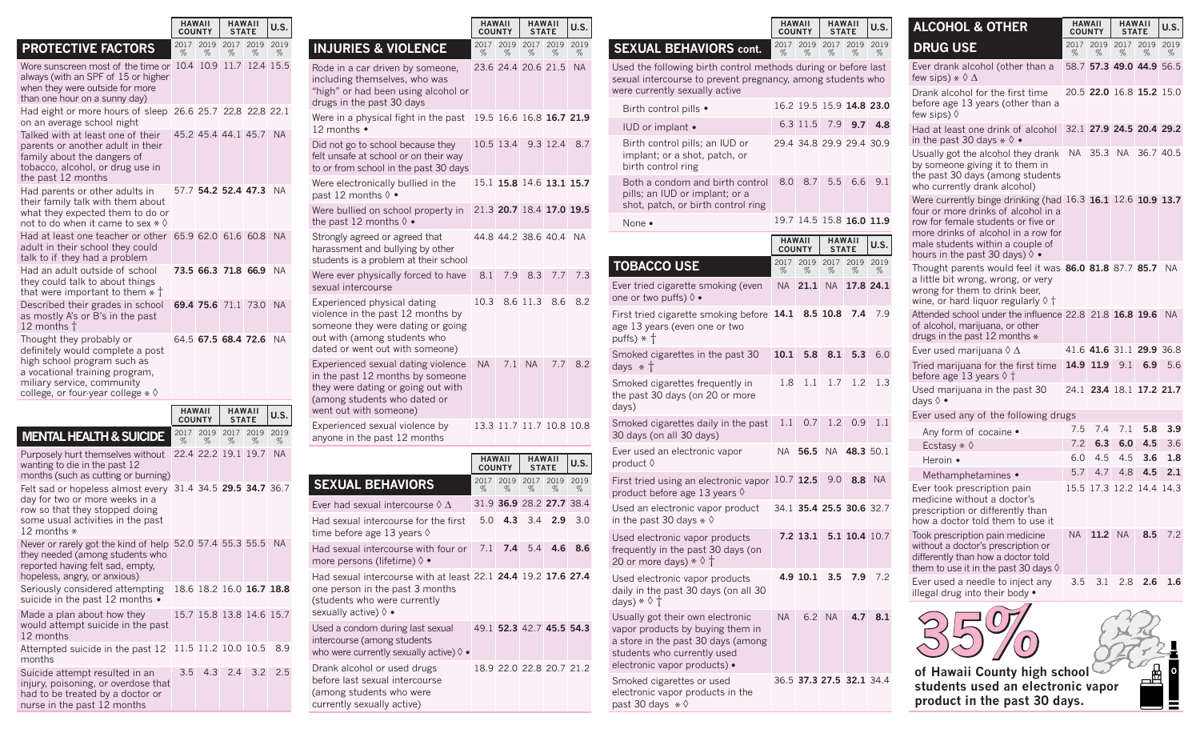## PROTECTIVE FACTORS

| | HAWAII COUNTY 2017 % | HAWAII COUNTY 2019 % | HAWAII STATE 2017 % | HAWAII STATE 2019 % | U.S. 2019 % |
|---|---|---|---|---|---|
| Wore sunscreen most of the time or always (with an SPF of 15 or higher when they were outside for more than one hour on a sunny day) | 10.4 | 10.9 | 11.7 | 12.4 | 15.5 |
| Had eight or more hours of sleep on an average school night | 26.6 | 25.7 | 22.8 | 22.8 | 22.1 |
| Talked with at least one of their parents or another adult in their family about the dangers of tobacco, alcohol, or drug use in the past 12 months | 45.2 | 45.4 | 44.1 | 45.7 | NA |
| Had parents or other adults in their family talk with them about what they expected them to do or not to do when it came to sex * ◊ | 57.7 | **54.2** | **52.4** | **47.3** | NA |
| Had at least one teacher or other adult in their school they could talk to if they had a problem | 65.9 | 62.0 | 61.6 | 60.8 | NA |
| Had an adult outside of school they could talk to about things that were important to them * † | **73.5** | **66.3** | **71.8** | **66.9** | NA |
| Described their grades in school as mostly A's or B's in the past 12 months † | **69.4** | **75.6** | 71.1 | 73.0 | NA |
| Thought they probably or definitely would complete a post high school program such as a vocational training program, miliary service, community college, or four-year college * ◊ | 64.5 | **67.5** | **68.4** | **72.6** | NA |

## MENTAL HEALTH & SUICIDE

| | HAWAII COUNTY 2017 % | HAWAII COUNTY 2019 % | HAWAII STATE 2017 % | HAWAII STATE 2019 % | U.S. 2019 % |
|---|---|---|---|---|---|
| Purposely hurt themselves without wanting to die in the past 12 months (such as cutting or burning) | 22.4 | 22.2 | 19.1 | 19.7 | NA |
| Felt sad or hopeless almost every day for two or more weeks in a row so that they stopped doing some usual activities in the past 12 months * | 31.4 | 34.5 | **29.5** | **34.7** | 36.7 |
| Never or rarely got the kind of help they needed (among students who reported having felt sad, empty, hopeless, angry, or anxious) | 52.0 | 57.4 | 55.3 | 55.5 | NA |
| Seriously considered attempting suicide in the past 12 months • | 18.6 | 18.2 | 16.0 | **16.7** | **18.8** |
| Made a plan about how they would attempt suicide in the past 12 months | 15.7 | 15.8 | 13.8 | 14.6 | 15.7 |
| Attempted suicide in the past 12 months | 11.5 | 11.2 | 10.0 | 10.5 | 8.9 |
| Suicide attempt resulted in an injury, poisoning, or overdose that had to be treated by a doctor or nurse in the past 12 months | 3.5 | 4.3 | 2.4 | 3.2 | 2.5 |

## INJURIES & VIOLENCE

| | HAWAII COUNTY 2017 % | HAWAII COUNTY 2019 % | HAWAII STATE 2017 % | HAWAII STATE 2019 % | U.S. 2019 % |
|---|---|---|---|---|---|
| Rode in a car driven by someone, including themselves, who was "high" or had been using alcohol or drugs in the past 30 days | 23.6 | 24.4 | 20.6 | 21.5 | NA |
| Were in a physical fight in the past 12 months • | 19.5 | 16.6 | 16.8 | **16.7** | **21.9** |
| Did not go to school because they felt unsafe at school or on their way to or from school in the past 30 days | 10.5 | 13.4 | 9.3 | 12.4 | 8.7 |
| Were electronically bullied in the past 12 months ◊ • | 15.1 | **15.8** | 14.6 | **13.1** | **15.7** |
| Were bullied on school property in the past 12 months ◊ • | 21.3 | **20.7** | 18.4 | **17.0** | **19.5** |
| Strongly agreed or agreed that harassment and bullying by other students is a problem at their school | 44.8 | 44.2 | 38.6 | 40.4 | NA |
| Were ever physically forced to have sexual intercourse | 8.1 | 7.9 | 8.3 | 7.7 | 7.3 |
| Experienced physical dating violence in the past 12 months by someone they were dating or going out with (among students who dated or went out with someone) | 10.3 | 8.6 | 11.3 | 8.6 | 8.2 |
| Experienced sexual dating violence in the past 12 months by someone they were dating or going out with (among students who dated or went out with someone) | NA | 7.1 | NA | 7.7 | 8.2 |
| Experienced sexual violence by anyone in the past 12 months | 13.3 | 11.7 | 11.7 | 10.8 | 10.8 |

## SEXUAL BEHAVIORS

| | HAWAII COUNTY 2017 % | HAWAII COUNTY 2019 % | HAWAII STATE 2017 % | HAWAII STATE 2019 % | U.S. 2019 % |
|---|---|---|---|---|---|
| Ever had sexual intercourse ◊ Δ | 31.9 | **36.9** | 28.2 | **27.7** | **38.4** |
| Had sexual intercourse for the first time before age 13 years ◊ | 5.0 | **4.3** | 3.4 | **2.9** | 3.0 |
| Had sexual intercourse with four or more persons (lifetime) ◊ • | 7.1 | **7.4** | 5.4 | **4.6** | **8.6** |
| Had sexual intercourse with at least one person in the past 3 months (students who were currently sexually active) ◊ • | 22.1 | **24.4** | 19.2 | **17.6** | **27.4** |
| Used a condom during last sexual intercourse (among students who were currently sexually active) ◊ • | 49.1 | **52.3** | 42.7 | **45.5** | **54.3** |
| Drank alcohol or used drugs before last sexual intercourse (among students who were currently sexually active) | 18.9 | 22.0 | 22.8 | 20.7 | 21.2 |

## SEXUAL BEHAVIORS cont.

| | HAWAII COUNTY 2017 % | HAWAII COUNTY 2019 % | HAWAII STATE 2017 % | HAWAII STATE 2019 % | U.S. 2019 % |
|---|---|---|---|---|---|
| Used the following birth control methods during or before last sexual intercourse to prevent pregnancy, among students who were currently sexually active | | | | | |
| Birth control pills • | 16.2 | 19.5 | 15.9 | **14.8** | **23.0** |
| IUD or implant • | 6.3 | 11.5 | 7.9 | **9.7** | **4.8** |
| Birth control pills; an IUD or implant; or a shot, patch, or birth control ring | 29.4 | 34.8 | 29.9 | 29.4 | 30.9 |
| Both a condom and birth control pills; an IUD or implant; or a shot, patch, or birth control ring | 8.0 | 8.7 | 5.5 | 6.6 | 9.1 |
| None • | 19.7 | 14.5 | 15.8 | **16.0** | **11.9** |

## TOBACCO USE

| | HAWAII COUNTY 2017 % | HAWAII COUNTY 2019 % | HAWAII STATE 2017 % | HAWAII STATE 2019 % | U.S. 2019 % |
|---|---|---|---|---|---|
| Ever tried cigarette smoking (even one or two puffs) ◊ • | NA | **21.1** | NA | **17.8** | **24.1** |
| First tried cigarette smoking before age 13 years (even one or two puffs) * † | **14.1** | **8.5** | **10.8** | **7.4** | 7.9 |
| Smoked cigarettes in the past 30 days * † | **10.1** | **5.8** | **8.1** | **5.3** | 6.0 |
| Smoked cigarettes frequently in the past 30 days (on 20 or more days) | 1.8 | 1.1 | 1.7 | 1.2 | 1.3 |
| Smoked cigarettes daily in the past 30 days (on all 30 days) | 1.1 | 0.7 | 1.2 | 0.9 | 1.1 |
| Ever used an electronic vapor product ◊ | NA | **56.5** | NA | **48.3** | 50.1 |
| First tried using an electronic vapor product before age 13 years ◊ | 10.7 | **12.5** | 9.0 | **8.8** | NA |
| Used an electronic vapor product in the past 30 days * ◊ | 34.1 | **35.4** | **25.5** | **30.6** | 32.7 |
| Used electronic vapor products frequently in the past 30 days (on 20 or more days) * ◊ † | **7.2** | **13.1** | **5.1** | **10.4** | 10.7 |
| Used electronic vapor products daily in the past 30 days (on all 30 days) * ◊ † | **4.9** | **10.1** | **3.5** | **7.9** | 7.2 |
| Usually got their own electronic vapor products by buying them in a store in the past 30 days (among students who currently used electronic vapor products) • | NA | 6.2 | NA | **4.7** | **8.1** |
| Smoked cigarettes or used electronic vapor products in the past 30 days * ◊ | 36.5 | **37.3** | **27.5** | **32.1** | 34.4 |

## ALCOHOL & OTHER DRUG USE

| | HAWAII COUNTY 2017 % | HAWAII COUNTY 2019 % | HAWAII STATE 2017 % | HAWAII STATE 2019 % | U.S. 2019 % |
|---|---|---|---|---|---|
| Ever drank alcohol (other than a few sips) * ◊ Δ | 58.7 | **57.3** | **49.0** | **44.9** | 56.5 |
| Drank alcohol for the first time before age 13 years (other than a few sips) ◊ | 20.5 | **22.0** | 16.8 | **15.2** | 15.0 |
| Had at least one drink of alcohol in the past 30 days * ◊ • | 32.1 | **27.9** | **24.5** | **20.4** | **29.2** |
| Usually got the alcohol they drank by someone giving it to them in the past 30 days (among students who currently drank alcohol) | NA | 35.3 | NA | 36.7 | 40.5 |
| Were currently binge drinking (had four or more drinks of alcohol in a row for female students or five or more drinks of alcohol in a row for male students within a couple of hours in the past 30 days) ◊ • | 16.3 | **16.1** | 12.6 | **10.9** | **13.7** |
| Thought parents would feel it was a little bit wrong, wrong, or very wrong for them to drink beer, wine, or hard liquor regularly ◊ † | **86.0** | **81.8** | 87.7 | **85.7** | NA |
| Attended school under the influence of alcohol, marijuana, or other drugs in the past 12 months * | 22.8 | 21.8 | **16.8** | **19.6** | NA |
| Ever used marijuana ◊ Δ | 41.6 | **41.6** | 31.1 | **29.9** | 36.8 |
| Tried marijuana for the first time before age 13 years ◊ † | **14.9** | **11.9** | 9.1 | **6.9** | 5.6 |
| Used marijuana in the past 30 days ◊ • | 24.1 | **23.4** | 18.1 | **17.2** | **21.7** |
| Ever used any of the following drugs | | | | | |
| Any form of cocaine • | 7.5 | 7.4 | 7.1 | **5.8** | **3.9** |
| Ecstasy * ◊ | 7.2 | **6.3** | **6.0** | **4.5** | 3.6 |
| Heroin • | 6.0 | 4.5 | 4.5 | **3.6** | **1.8** |
| Methamphetamines • | 5.7 | 4.7 | 4.8 | **4.5** | **2.1** |
| Ever took prescription pain medicine without a doctor's prescription or differently than how a doctor told them to use it | 15.5 | 17.3 | 12.2 | 14.4 | 14.3 |
| Took prescription pain medicine without a doctor's prescription or differently than how a doctor told them to use it in the past 30 days ◊ | NA | **11.2** | NA | **8.5** | 7.2 |
| Ever used a needle to inject any illegal drug into their body • | 3.5 | 3.1 | 2.8 | **2.6** | **1.6** |

**35%**

**of Hawaii County high school students used an electronic vapor product in the past 30 days.**